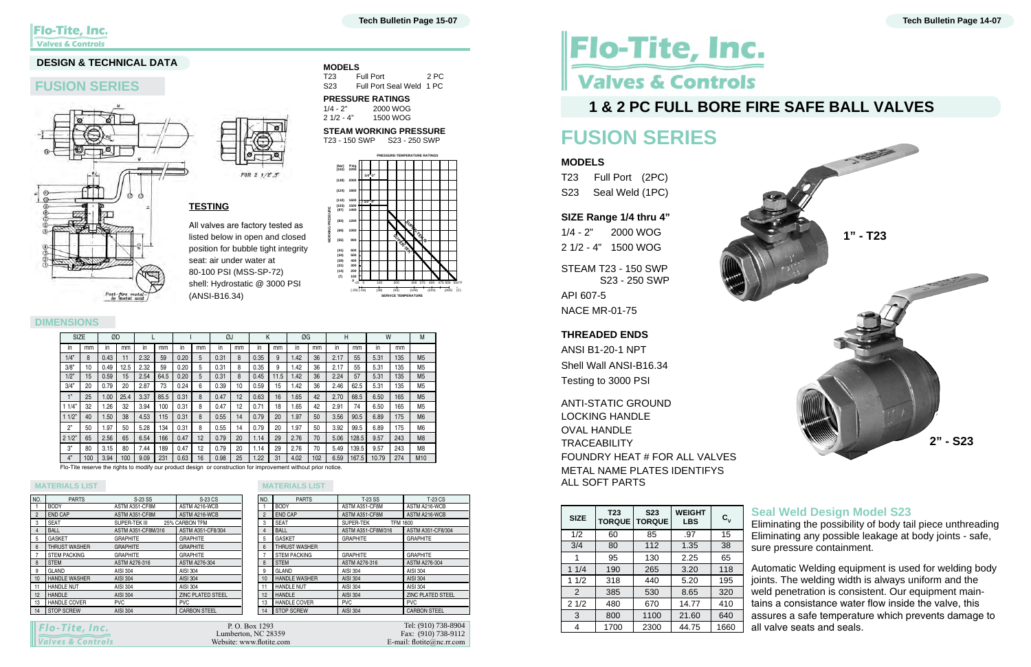# Flo-Tite, Inc.
Valves & Controls

## DESIGN & TECHNICAL DATA

## FUSION SERIES

FOR 2 1/2", 3"

Post-fire metal to metal seat

### MODELS

| | | |
|---|---|---|
| T23 | Full Port | 2 PC |
| S23 | Full Port Seal Weld | 1 PC |

### PRESSURE RATINGS

| | |
|---|---|
| 1/4 - 2" | 2000 WOG |
| 2 1/2 - 4" | 1500 WOG |

### STEAM WORKING PRESSURE

T23 - 150 SWP S23 - 250 SWP

PRESSURE-TEMPERATURE RATINGS

WORKING PRESSURE (bar) / Psig; SERVICE TEMPERATURE °F (°C)

### TESTING

All valves are factory tested as listed below in open and closed position for bubble tight integrity seat: air under water at 80-100 PSI (MSS-SP-72) shell: Hydrostatic @ 3000 PSI (ANSI-B16.34)

### DIMENSIONS

| SIZE | | ØD | | L | | I | | ØJ | | K | | ØG | | H | | W | | M |
|---|---|---|---|---|---|---|---|---|---|---|---|---|---|---|---|---|---|---|
| in | mm | in | mm | in | mm | in | mm | in | mm | in | mm | in | mm | in | mm | in | mm | |
| 1/4" | 8 | 0.43 | 11 | 2.32 | 59 | 0.20 | 5 | 0.31 | 8 | 0.35 | 9 | 1.42 | 36 | 2.17 | 55 | 5.31 | 135 | M5 |
| 3/8" | 10 | 0.49 | 12.5 | 2.32 | 59 | 0.20 | 5 | 0.31 | 8 | 0.35 | 9 | 1.42 | 36 | 2.17 | 55 | 5.31 | 135 | M5 |
| 1/2" | 15 | 0.59 | 15 | 2.54 | 64.5 | 0.20 | 5 | 0.31 | 8 | 0.45 | 11.5 | 1.42 | 36 | 2.24 | 57 | 5.31 | 135 | M5 |
| 3/4" | 20 | 0.79 | 20 | 2.87 | 73 | 0.24 | 6 | 0.39 | 10 | 0.59 | 15 | 1.42 | 36 | 2.46 | 62.5 | 5.31 | 135 | M5 |
| 1" | 25 | 1.00 | 25.4 | 3.37 | 85.5 | 0.31 | 8 | 0.47 | 12 | 0.63 | 16 | 1.65 | 42 | 2.70 | 68.5 | 6.50 | 165 | M5 |
| 1 1/4" | 32 | 1.26 | 32 | 3.94 | 100 | 0.31 | 8 | 0.47 | 12 | 0.71 | 18 | 1.65 | 42 | 2.91 | 74 | 6.50 | 165 | M5 |
| 1 1/2" | 40 | 1.50 | 38 | 4.53 | 115 | 0.31 | 8 | 0.55 | 14 | 0.79 | 20 | 1.97 | 50 | 3.56 | 90.5 | 6.89 | 175 | M6 |
| 2" | 50 | 1.97 | 50 | 5.28 | 134 | 0.31 | 8 | 0.55 | 14 | 0.79 | 20 | 1.97 | 50 | 3.92 | 99.5 | 6.89 | 175 | M6 |
| 2 1/2" | 65 | 2.56 | 65 | 6.54 | 166 | 0.47 | 12 | 0.79 | 20 | 1.14 | 29 | 2.76 | 70 | 5.06 | 128.5 | 9.57 | 243 | M8 |
| 3" | 80 | 3.15 | 80 | 7.44 | 189 | 0.47 | 12 | 0.79 | 20 | 1.14 | 29 | 2.76 | 70 | 5.49 | 139.5 | 9.57 | 243 | M8 |
| 4" | 100 | 3.94 | 100 | 9.09 | 231 | 0.63 | 16 | 0.98 | 25 | 1.22 | 31 | 4.02 | 102 | 6.59 | 167.5 | 10.79 | 274 | M10 |

Flo-Tite reserve the rights to modify our product design or construction for improvement without prior notice.

### MATERIALS LIST

| NO. | PARTS | S-23 SS | S-23 CS |
|---|---|---|---|
| 1 | BODY | ASTM A351-CF8M | ASTM A216-WCB |
| 2 | END CAP | ASTM A351-CF8M | ASTM A216-WCB |
| 3 | SEAT | SUPER-TEK III | 25% CARBON TFM |
| 4 | BALL | ASTM A351-CF8M/316 | ASTM A351-CF8/304 |
| 5 | GASKET | GRAPHITE | GRAPHITE |
| 6 | THRUST WASHER | GRAPHITE | GRAPHITE |
| 7 | STEM PACKING | GRAPHITE | GRAPHITE |
| 8 | STEM | ASTM A276-316 | ASTM A276-304 |
| 9 | GLAND | AISI 304 | AISI 304 |
| 10 | HANDLE WASHER | AISI 304 | AISI 304 |
| 11 | HANDLE NUT | AISI 304 | AISI 304 |
| 12 | HANDLE | AISI 304 | ZINC PLATED STEEL |
| 13 | HANDLE COVER | PVC | PVC |
| 14 | STOP SCREW | AISI 304 | CARBON STEEL |

### MATERIALS LIST

| NO. | PARTS | T-23 SS | T-23 CS |
|---|---|---|---|
| 1 | BODY | ASTM A351-CF8M | ASTM A216-WCB |
| 2 | END CAP | ASTM A351-CF8M | ASTM A216-WCB |
| 3 | SEAT | SUPER-TEK | TFM 1600 |
| 4 | BALL | ASTM A351-CF8M/316 | ASTM A351-CF8/304 |
| 5 | GASKET | GRAPHITE | GRAPHITE |
| 6 | THRUST WASHER | | |
| 7 | STEM PACKING | GRAPHITE | GRAPHITE |
| 8 | STEM | ASTM A276-316 | ASTM A276-304 |
| 9 | GLAND | AISI 304 | AISI 304 |
| 10 | HANDLE WASHER | AISI 304 | AISI 304 |
| 11 | HANDLE NUT | AISI 304 | AISI 304 |
| 12 | HANDLE | AISI 304 | ZINC PLATED STEEL |
| 13 | HANDLE COVER | PVC | PVC |
| 14 | STOP SCREW | AISI 304 | CARBON STEEL |

Flo-Tite, Inc. Valves & Controls
P. O. Box 1293
Lumberton, NC 28359
Website: www.flotite.com
Tel: (910) 738-8904
Fax: (910) 738-9112
E-mail: flotite@nc.rr.com

# Flo-Tite, Inc.
Valves & Controls

## 1 & 2 PC FULL BORE FIRE SAFE BALL VALVES

# FUSION SERIES

### MODELS

T23 Full Port (2PC)
S23 Seal Weld (1PC)

### SIZE Range 1/4 thru 4"

1/4 - 2" 2000 WOG
2 1/2 - 4" 1500 WOG

STEAM T23 - 150 SWP
S23 - 250 SWP

API 607-5
NACE MR-01-75

### THREADED ENDS

ANSI B1-20-1 NPT
Shell Wall ANSI-B16.34
Testing to 3000 PSI

ANTI-STATIC GROUND
LOCKING HANDLE
OVAL HANDLE
TRACEABILITY
FOUNDRY HEAT # FOR ALL VALVES
METAL NAME PLATES IDENTIFYS ALL SOFT PARTS

1" - T23

2" - S23

| SIZE | T23 TORQUE | S23 TORQUE | WEIGHT LBS | $C_V$ |
|---|---|---|---|---|
| 1/2 | 60 | 85 | .97 | 15 |
| 3/4 | 80 | 112 | 1.35 | 38 |
| 1 | 95 | 130 | 2.25 | 65 |
| 1 1/4 | 190 | 265 | 3.20 | 118 |
| 1 1/2 | 318 | 440 | 5.20 | 195 |
| 2 | 385 | 530 | 8.65 | 320 |
| 2 1/2 | 480 | 670 | 14.77 | 410 |
| 3 | 800 | 1100 | 21.60 | 640 |
| 4 | 1700 | 2300 | 44.75 | 1660 |

### Seal Weld Design Model S23

Eliminating the possibility of body tail piece unthreading Eliminating any possible leakage at body joints - safe, sure pressure containment.

Automatic Welding equipment is used for welding body joints. The welding width is always uniform and the weld penetration is consistent. Our equipment maintains a consistance water flow inside the valve, this assures a safe temperature which prevents damage to all valve seats and seals.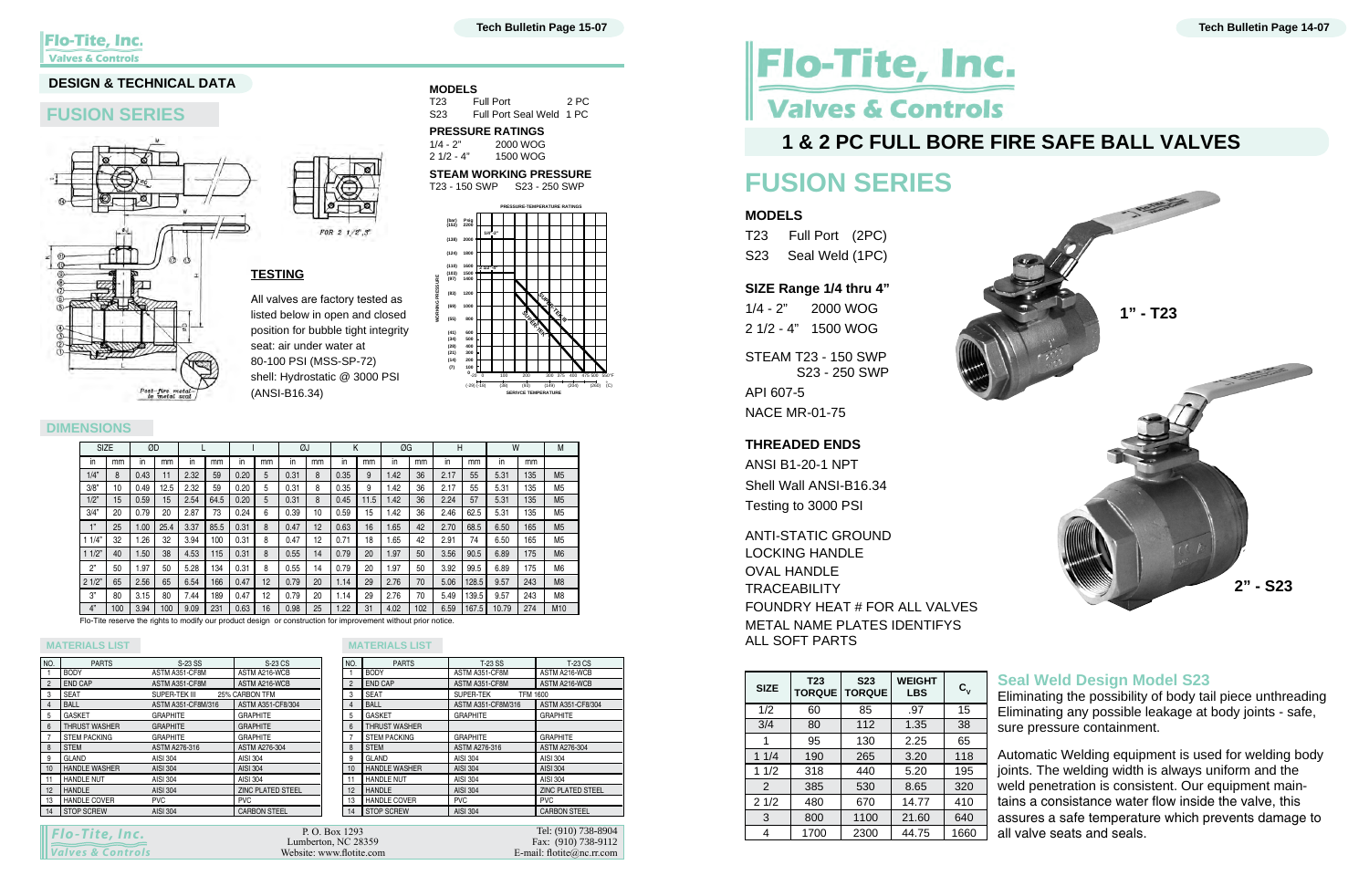## DESIGN & TECHNICAL DATA

## FUSION SERIES

FOR 2 1/2", 3"

Post-fire metal-to-metal seal

### MODELS

| | | |
|---|---|---|
| T23 | Full Port | 2 PC |
| S23 | Full Port Seal Weld | 1 PC |

### PRESSURE RATINGS

1/4 - 2" 2000 WOG
2 1/2 - 4" 1500 WOG

### STEAM WORKING PRESSURE

T23 - 150 SWP S23 - 250 SWP

PRESSURE-TEMPERATURE RATINGS

(bar) (152) Psig 2200
(138) 2000
(124) 1800
(110) 1600
(103) 1500
(97) 1400
(83) 1200
(69) 1000
(55) 800
(41) 600
(34) 500
(28) 400
(21) 300
(14) 200
(7) 100
0

1/4"-2"
2 1/2"-4"
SUPER-TEK III
SUPER-TEK

WORKING PRESSURE

-20 0 100 200 300 375 400 475 500 550°F
(-29) (-18) (38) (93) (149) (204) (260) (C)

SERVICE TEMPERATURE

### TESTING

All valves are factory tested as listed below in open and closed position for bubble tight integrity seat: air under water at 80-100 PSI (MSS-SP-72) shell: Hydrostatic @ 3000 PSI (ANSI-B16.34)

### DIMENSIONS

| SIZE | | ØD | | L | | I | | ØJ | | K | | ØG | | H | | W | | M |
|---|---|---|---|---|---|---|---|---|---|---|---|---|---|---|---|---|---|---|
| in | mm | in | mm | in | mm | in | mm | in | mm | in | mm | in | mm | in | mm | in | mm | |
| 1/4" | 8 | 0.43 | 11 | 2.32 | 59 | 0.20 | 5 | 0.31 | 8 | 0.35 | 9 | 1.42 | 36 | 2.17 | 55 | 5.31 | 135 | M5 |
| 3/8" | 10 | 0.49 | 12.5 | 2.32 | 59 | 0.20 | 5 | 0.31 | 8 | 0.35 | 9 | 1.42 | 36 | 2.17 | 55 | 5.31 | 135 | M5 |
| 1/2" | 15 | 0.59 | 15 | 2.54 | 64.5 | 0.20 | 5 | 0.31 | 8 | 0.45 | 11.5 | 1.42 | 36 | 2.24 | 57 | 5.31 | 135 | M5 |
| 3/4" | 20 | 0.79 | 20 | 2.87 | 73 | 0.24 | 6 | 0.39 | 10 | 0.59 | 15 | 1.42 | 36 | 2.46 | 62.5 | 5.31 | 135 | M5 |
| 1" | 25 | 1.00 | 25.4 | 3.37 | 85.5 | 0.31 | 8 | 0.47 | 12 | 0.63 | 16 | 1.65 | 42 | 2.70 | 68.5 | 6.50 | 165 | M5 |
| 1 1/4" | 32 | 1.26 | 32 | 3.94 | 100 | 0.31 | 8 | 0.47 | 12 | 0.71 | 18 | 1.65 | 42 | 2.91 | 74 | 6.50 | 165 | M5 |
| 1 1/2" | 40 | 1.50 | 38 | 4.53 | 115 | 0.31 | 8 | 0.55 | 14 | 0.79 | 20 | 1.97 | 50 | 3.56 | 90.5 | 6.89 | 175 | M6 |
| 2" | 50 | 1.97 | 50 | 5.28 | 134 | 0.31 | 8 | 0.55 | 14 | 0.79 | 20 | 1.97 | 50 | 3.92 | 99.5 | 6.89 | 175 | M6 |
| 2 1/2" | 65 | 2.56 | 65 | 6.54 | 166 | 0.47 | 12 | 0.79 | 20 | 1.14 | 29 | 2.76 | 70 | 5.06 | 128.5 | 9.57 | 243 | M8 |
| 3" | 80 | 3.15 | 80 | 7.44 | 189 | 0.47 | 12 | 0.79 | 20 | 1.14 | 29 | 2.76 | 70 | 5.49 | 139.5 | 9.57 | 243 | M8 |
| 4" | 100 | 3.94 | 100 | 9.09 | 231 | 0.63 | 16 | 0.98 | 25 | 1.22 | 31 | 4.02 | 102 | 6.59 | 167.5 | 10.79 | 274 | M10 |

Flo-Tite reserve the rights to modify our product design or construction for improvement without prior notice.

### MATERIALS LIST

| NO. | PARTS | S-23 SS | S-23 CS |
|---|---|---|---|
| 1 | BODY | ASTM A351-CF8M | ASTM A216-WCB |
| 2 | END CAP | ASTM A351-CF8M | ASTM A216-WCB |
| 3 | SEAT | SUPER-TEK III | 25% CARBON TFM |
| 4 | BALL | ASTM A351-CF8M/316 | ASTM A351-CF8/304 |
| 5 | GASKET | GRAPHITE | GRAPHITE |
| 6 | THRUST WASHER | GRAPHITE | GRAPHITE |
| 7 | STEM PACKING | GRAPHITE | GRAPHITE |
| 8 | STEM | ASTM A276-316 | ASTM A276-304 |
| 9 | GLAND | AISI 304 | AISI 304 |
| 10 | HANDLE WASHER | AISI 304 | AISI 304 |
| 11 | HANDLE NUT | AISI 304 | AISI 304 |
| 12 | HANDLE | AISI 304 | ZINC PLATED STEEL |
| 13 | HANDLE COVER | PVC | PVC |
| 14 | STOP SCREW | AISI 304 | CARBON STEEL |

### MATERIALS LIST

| NO. | PARTS | T-23 SS | T-23 CS |
|---|---|---|---|
| 1 | BODY | ASTM A351-CF8M | ASTM A216-WCB |
| 2 | END CAP | ASTM A351-CF8M | ASTM A216-WCB |
| 3 | SEAT | SUPER-TEK | TFM 1600 |
| 4 | BALL | ASTM A351-CF8M/316 | ASTM A351-CF8/304 |
| 5 | GASKET | GRAPHITE | GRAPHITE |
| 6 | THRUST WASHER | | |
| 7 | STEM PACKING | GRAPHITE | GRAPHITE |
| 8 | STEM | ASTM A276-316 | ASTM A276-304 |
| 9 | GLAND | AISI 304 | AISI 304 |
| 10 | HANDLE WASHER | AISI 304 | AISI 304 |
| 11 | HANDLE NUT | AISI 304 | AISI 304 |
| 12 | HANDLE | AISI 304 | ZINC PLATED STEEL |
| 13 | HANDLE COVER | PVC | PVC |
| 14 | STOP SCREW | AISI 304 | CARBON STEEL |

Flo-Tite, Inc. Valves & Controls

P. O. Box 1293
Lumberton, NC 28359
Website: www.flotite.com

Tel: (910) 738-8904
Fax: (910) 738-9112
E-mail: flotite@nc.rr.com

# Flo-Tite, Inc.
## Valves & Controls

# 1 & 2 PC FULL BORE FIRE SAFE BALL VALVES

# FUSION SERIES

### MODELS

T23 Full Port (2PC)
S23 Seal Weld (1PC)

### SIZE Range 1/4 thru 4"

1/4 - 2" 2000 WOG
2 1/2 - 4" 1500 WOG

STEAM T23 - 150 SWP
S23 - 250 SWP

API 607-5

NACE MR-01-75

### THREADED ENDS

ANSI B1-20-1 NPT

Shell Wall ANSI-B16.34

Testing to 3000 PSI

ANTI-STATIC GROUND
LOCKING HANDLE
OVAL HANDLE
TRACEABILITY
FOUNDRY HEAT # FOR ALL VALVES
METAL NAME PLATES IDENTIFYS ALL SOFT PARTS

1" - T23

2" - S23

| SIZE | T23 TORQUE | S23 TORQUE | WEIGHT LBS | $C_V$ |
|---|---|---|---|---|
| 1/2 | 60 | 85 | .97 | 15 |
| 3/4 | 80 | 112 | 1.35 | 38 |
| 1 | 95 | 130 | 2.25 | 65 |
| 1 1/4 | 190 | 265 | 3.20 | 118 |
| 1 1/2 | 318 | 440 | 5.20 | 195 |
| 2 | 385 | 530 | 8.65 | 320 |
| 2 1/2 | 480 | 670 | 14.77 | 410 |
| 3 | 800 | 1100 | 21.60 | 640 |
| 4 | 1700 | 2300 | 44.75 | 1660 |

## Seal Weld Design Model S23

Eliminating the possibility of body tail piece unthreading Eliminating any possible leakage at body joints - safe, sure pressure containment.

Automatic Welding equipment is used for welding body joints. The welding width is always uniform and the weld penetration is consistent. Our equipment maintains a consistance water flow inside the valve, this assures a safe temperature which prevents damage to all valve seats and seals.